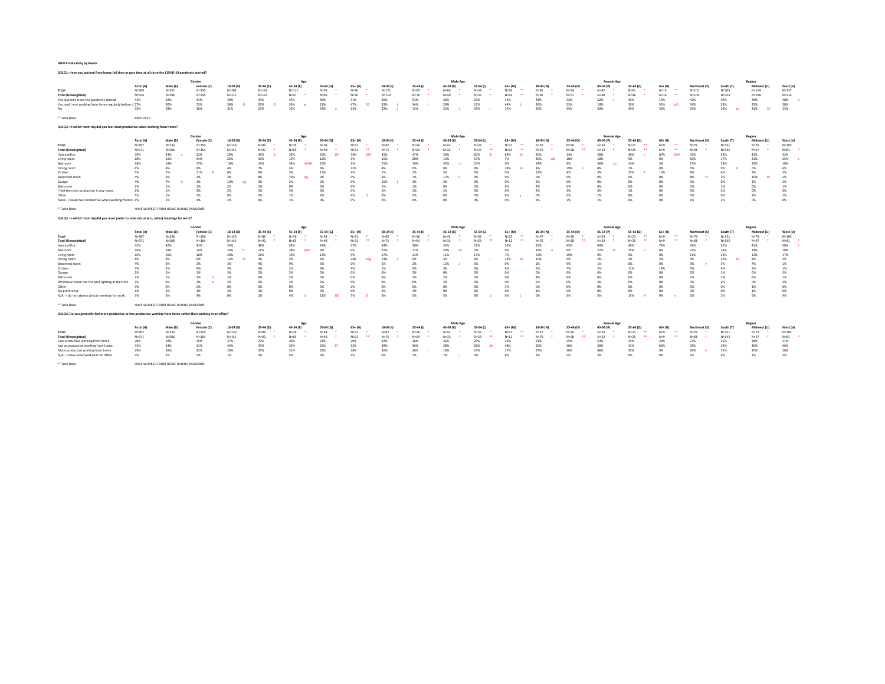**WFH Productivity by Room**

**QS1Q1: Have you worked from home full time or part time at all since the COVID-19 pandemic started?**

| | | Gender | | Age | | | | | Male Age | | | | | Female Age | | | | | Region | | | |
|---|---|---|---|---|---|---|---|---|---|---|---|---|---|---|---|---|---|---|---|---|---|---|
| | Total (A) | Male (B) | Female (C) | 18-34 (D) | 35-44 (E) | 45-54 (F) | 55-64 (G) | 65+ (H) | 18-34 (I) | 35-44 (J) | 45-54 (K) | 55-64 (L) | 65+ (M) | 18-34 (N) | 35-44 (O) | 45-54 (P) | 55-64 (Q) | 65+ (R) | Northeast (S) | South (T) | Midwest (U) | West (V) |
| Total | N=569 | N=331 | N=235 | N=202 | N=119 | N=112 | N=95 * | N=40 * | N=121 | N=65 * | N=65 * | N=54 * | N=26 ** | N=81 * | N=54 * | N=47 * | N=41 * | N=15 ** | N=102 | N=205 | N=124 | N=137 |
| Total (Unweighted) | N=554 | N=296 | N=255 | N=215 | N=127 | N=97 * | N=85 * | N=30 * | N=119 | N=76 * | N=49 * | N=39 * | N=14 ** | N=96 * | N=51 * | N=48 * | N=46 * | N=16 ** | N=109 | N=223 | N=108 | N=114 |
| Yes, but only since the pandemic started | 41% | 42% | 41% | 39% | 44% | 43% | 46% | 31% | 35% | 53% I | 36% | 50% | 41% | 44% | 32% | 52% r | 42% | 13% | 42% | 40% | 34% | 48% u |
| Yes, and I was working from home regularly before tl | 27% | 30% | 23% | 30% G | 29% G | 24% g | 11% | 47% fG | 33% L | 34% L | 29% | 12% | 44% L | 26% | 23% | 18% | 10% | 51% pQ | 34% | 23% | 25% | 28% |
| No | 32% | 28% | 36% | 31% | 27% | 33% | 43% e | 22% | 32% J | 13% | 35% J | 39% J | 15% | 30% | 45% | 30% | 49% | 36% | 24% | 36% sv | 41% SV | 23% |

* Table Base: EMPLOYED

**QS1Q2: In which room do/did you feel most productive when working from home?**

| | | Gender | | Age | | | | | Male Age | | | | | Female Age | | | | | Region | | | |
|---|---|---|---|---|---|---|---|---|---|---|---|---|---|---|---|---|---|---|---|---|---|---|
| | Total (A) | Male (B) | Female (C) | 18-34 (D) | 35-44 (E) | 45-54 (F) | 55-64 (G) | 65+ (H) | 18-34 (I) | 35-44 (J) | 45-54 (K) | 55-64 (L) | 65+ (M) | 18-34 (N) | 35-44 (O) | 45-54 (P) | 55-64 (Q) | 65+ (R) | Northeast (S) | South (T) | Midwest (U) | West (V) |
| Total | N=387 | N=236 | N=150 | N=139 | N=86 * | N=76 * | N=54 * | N=31 * | N=82 * | N=56 * | N=42 * | N=33 * | N=22 ** | N=57 * | N=30 * | N=33 * | N=21 ** | N=9 ** | N=78 * | N=131 | N=73 * | N=105 |
| Total (Unweighted) | N=371 | N=206 | N=164 | N=145 | N=92 * | N=65 * | N=48 * | N=21 ** | N=75 * | N=64 * | N=32 * | N=23 ** | N=12 ** | N=70 * | N=28 ** | N=33 * | N=25 ** | N=9 ** | N=81 * | N=142 | N=67 * | N=81 * |
| Home office | 39% | 44% c | 32% | 29% | 43% d | 29% | 55% DF | 74% DEF | 35% | 47% | 30% | 60% Ik | 69% Ik | 20% | 34% | 28% | 46% n | 87% NoP | 43% | 33% | 43% | 42% |
| Living room | 18% | 15% | 24% | 26% | 19% | 15% | 12% | 5% | 15% | 20% | 13% | 17% | 7% | 40% pQ | 18% | 18% | 5% | 0% | 10% | 17% | 21% | 25% s |
| Bedroom | 18% | 19% | 17% | 18% | 16% | 34% dEGH | 12% | 1% | 21% | 19% | 32% m | 10% | 0% | 14% | 9% | 36% no | 14% | 3% | 15% | 23% | 13% | 18% |
| Dining room | 6% | 4% | 8% | 4% | 7% | 4% | 6% | 12% | 4% | 0% | 0% | 9% J | 18% jk | 4% | 19% n | 8% | 1% | 0% | 5% | 9% U | 0% | 6% |
| Kitchen | 5% | 2% | 11% B | 6% | 4% | 3% | 12% | 3% | 1% | 2% | 3% | 3% | 0% | 12% | 8% | 3% | 25% P | 10% | 8% | 4% | 7% | 3% |
| Basement room | 4% | 6% | 2% | 2% | 8% | 10% dg | 0% | 0% | 3% | 7% | 17% Il | 0% | 0% | 0% | 9% | 0% | 0% | 0% | 8% tv | 2% | 10% tV | 1% |
| Garage | 4% | 7% C | 1% | 10% eg | 2% | 2% | 0% | 0% | 15% jl | 3% | 3% | 0% | 0% | 2% | 0% | 0% | 0% | 0% | 5% | 6% | 3% | 3% |
| Bathroom | 1% | 1% | 1% | 2% | 1% | 0% | 0% | 0% | 1% | 1% | 0% | 0% | 0% | 3% | 0% | 0% | 0% | 0% | 2% | 1% | 0% | 1% |
| I feel the most productive in any room. | 2% | 1% | 2% | 2% | 1% | 3% | 0% | 0% | 1% | 1% | 2% | 0% | 0% | 2% | 2% | 3% | 1% | 0% | 3% | 2% | 0% | 0% |
| Other | 1% | 1% | 2% | 0% | 0% | 1% | 3% | 4% d | 0% | 0% | 0% | 0% | 6% j | 0% | 0% | 2% | 8% | 0% | 0% | 0% | 3% | 1% |
| None - I never feel productive when working from ho | 1% | 1% | 1% | 2% | 0% | 1% | 0% | 0% | 2% | 0% | 0% | 0% | 0% | 2% | 1% | 1% | 0% | 0% | 1% | 2% | 0% | 0% |

* Table Base: HAVE WORKED FROM HOME DURING PANDEMIC

**QS1Q3: In which room do/did you most prefer to take virtual (i.e., video) meetings for work?**

| | | Gender | | Age | | | | | Male Age | | | | | Female Age | | | | | Region | | | |
|---|---|---|---|---|---|---|---|---|---|---|---|---|---|---|---|---|---|---|---|---|---|---|
| | Total (A) | Male (B) | Female (C) | 18-34 (D) | 35-44 (E) | 45-54 (F) | 55-64 (G) | 65+ (H) | 18-34 (I) | 35-44 (J) | 45-54 (K) | 55-64 (L) | 65+ (M) | 18-34 (N) | 35-44 (O) | 45-54 (P) | 55-64 (Q) | 65+ (R) | Northeast (S) | South (T) | Midwest (U) | West (V) |
| Total | N=387 | N=236 | N=150 | N=139 | N=86 * | N=76 * | N=54 * | N=31 * | N=82 * | N=56 * | N=42 * | N=33 * | N=22 ** | N=57 * | N=30 * | N=33 * | N=21 ** | N=9 ** | N=78 * | N=131 | N=73 * | N=105 |
| Total (Unweighted) | N=371 | N=206 | N=164 | N=145 | N=92 * | N=65 * | N=48 * | N=21 ** | N=75 * | N=64 * | N=32 * | N=23 ** | N=12 ** | N=70 * | N=28 ** | N=33 * | N=25 ** | N=9 ** | N=81 * | N=142 | N=67 * | N=81 * |
| Home office | 42% | 42% | 42% | 35% | 48% | 36% | 49% | 57% | 34% | 50% | 32% | 51% | 50% | 35% | 45% | 40% | 46% | 74% | 43% | 35% | 41% | 50% t |
| Bedroom | 16% | 18% | 14% | 20% h | 11% | 28% EGH | 9% | 0% | 22% | 17% | 29% lm | 5% | 0% | 16% o | 0% | 27% O | 15% o | 0% | 21% | 14% | 14% | 18% |
| Living room | 16% | 16% | 16% | 20% | 21% | 10% | 14% | 5% | 17% | 23% | 11% | 17% | 7% | 23% | 19% | 9% | 9% | 0% | 11% | 21% | 11% | 17% |
| Dining room | 8% | 9% | 6% | 12% ef | 3% | 3% | 6% | 24% EFg | 13% J | 0% | 3% | 9% J | 33% Jk | 10% | 9% | 2% | 1% | 3% | 4% | 16% SV | 8% | 2% |
| Basement room | 4% | 6% | 2% | 3% | 4% | 9% | 3% | 0% | 5% | 2% | 15% J | 5% | 0% | 1% | 9% | 1% | 0% | 0% | 9% v | 3% | 7% | 1% |
| Kitchen | 3% | 2% | 6% | 3% | 4% | 2% | 6% | 4% | 1% | 2% | 3% | 3% | 0% | 5% | 7% | 2% | 11% | 14% | 5% | 4% | 5% | 1% |
| Garage | 2% | 3% | 1% | 3% | 2% | 3% | 0% | 0% | 6% | 3% | 0% | 0% | 0% | 0% | 0% | 6% | 0% | 0% | 2% | 1% | 0% | 5% |
| Bathroom | 2% | 1% | 5% b | 2% | 4% | 3% | 0% | 0% | 0% | 2% | 2% | 0% | 0% | 4% | 9% | 6% | 0% | 0% | 1% | 2% | 6% | 1% |
| Whichever room has the best lighting at the time. | 1% | 0% | 3% b | 2% | 0% | 2% | 2% | 0% | 0% | 0% | 2% | 0% | 0% | 5% | 0% | 3% | 5% | 0% | 0% | 2% | 0% | 2% |
| Other | 0% | 0% | 0% | 0% | 0% | 0% | 0% | 2% | 0% | 0% | 0% | 0% | 3% | 0% | 0% | 0% | 0% | 0% | 0% | 0% | 1% | 0% |
| No preference | 1% | 1% | 1% | 2% | 1% | 0% | 0% | 0% | 2% | 1% | 0% | 0% | 0% | 1% | 0% | 0% | 0% | 0% | 3% | 0% | 1% | 0% |
| N/A - I do not attend virtual meetings for work. | 3% | 2% | 4% | 0% | 1% | 4% d | 11% DE | 7% D | 0% | 0% | 3% | 9% IJ | 6% j | 0% | 3% | 5% | 15% N | 9% n | 1% | 2% | 6% | 4% |

* Table Base: HAVE WORKED FROM HOME DURING PANDEMIC

**QS1Q4: Do you generally feel more productive or less productive working from home rather than working in an office?**

| | | Gender | | Age | | | | | Male Age | | | | | Female Age | | | | | Region | | | |
|---|---|---|---|---|---|---|---|---|---|---|---|---|---|---|---|---|---|---|---|---|---|---|
| | Total (A) | Male (B) | Female (C) | 18-34 (D) | 35-44 (E) | 45-54 (F) | 55-64 (G) | 65+ (H) | 18-34 (I) | 35-44 (J) | 45-54 (K) | 55-64 (L) | 65+ (M) | 18-34 (N) | 35-44 (O) | 45-54 (P) | 55-64 (Q) | 65+ (R) | Northeast (S) | South (T) | Midwest (U) | West (V) |
| Total | N=387 | N=236 | N=150 | N=139 | N=86 * | N=76 * | N=54 * | N=31 * | N=82 * | N=56 * | N=42 * | N=33 * | N=22 ** | N=57 * | N=30 * | N=33 * | N=21 ** | N=9 ** | N=78 * | N=131 | N=73 * | N=105 |
| Total (Unweighted) | N=371 | N=206 | N=164 | N=145 | N=92 * | N=65 * | N=48 * | N=21 ** | N=75 * | N=64 * | N=32 * | N=23 ** | N=12 ** | N=70 * | N=28 ** | N=33 * | N=25 ** | N=9 ** | N=81 * | N=142 | N=67 * | N=81 * |
| Less productive working from home | 28% | 29% | 25% | 27% | 29% | 30% | 21% | 29% | 32% | 26% | 36% | 20% | 29% | 21% | 35% | 23% | 24% | 29% | 27% | 25% | 28% | 31% |
| Just as productive working from home | 42% | 43% | 41% | 43% | 34% | 33% | 56% Ef | 52% | 39% | 36% | 38% | 66% jk | 48% | 50% | 30% | 28% | 41% | 62% | 36% | 39% | 46% | 46% |
| More productive working from home | 29% | 26% | 32% | 29% | 35% | 31% | 22% | 14% | 30% | 38% l | 19% | 14% | 17% | 27% | 30% | 46% | 35% | 9% | 36% v | 32% | 25% | 20% |
| N/A - I have never worked in an office | 2% | 2% | 2% | 1% | 2% | 5% | 0% | 4% | 0% | 1% | 7% i | 0% | 6% | 2% | 5% | 3% | 0% | 0% | 1% | 4% | 1% | 2% |

* Table Base: HAVE WORKED FROM HOME DURING PANDEMIC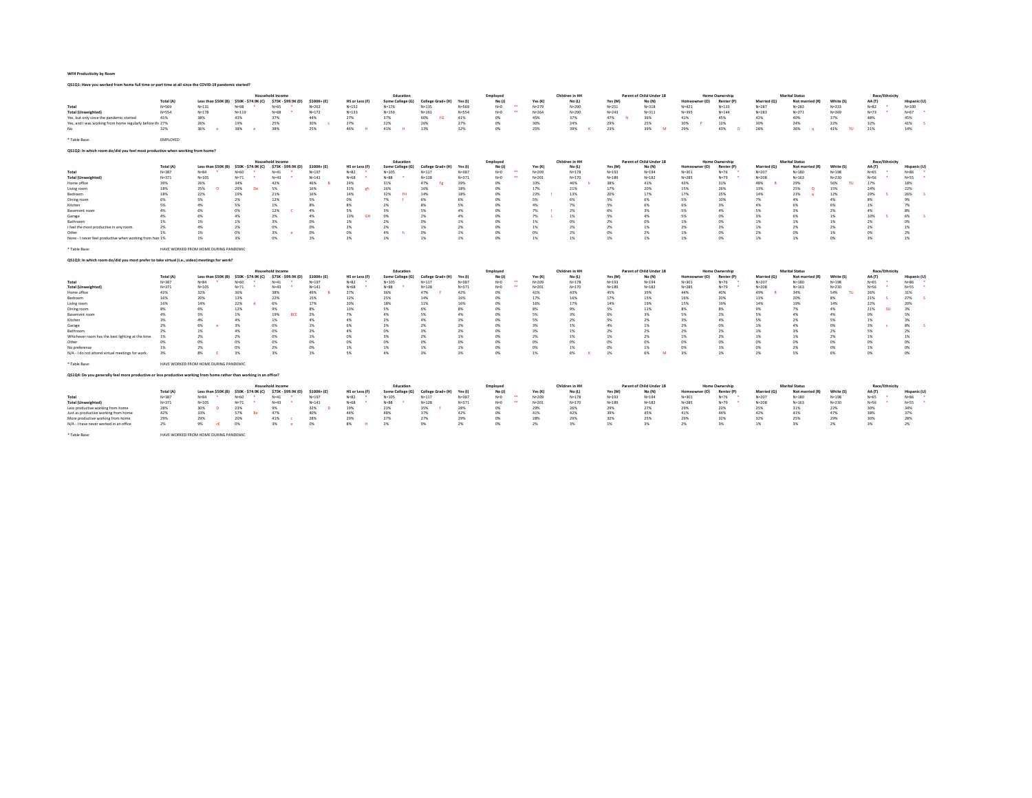WFH Productivity by Room

QS1Q1: Have you worked from home full time or part time at all since the COVID-19 pandemic started?

| | Total (A) | Household Income | | | | | Education | | | | Employed | | Children in HH | | Parent of Child Under 18 | | Home Ownership | | Marital Status | | Race/Ethnicity | | |
|---|---|---|---|---|---|---|---|---|---|---|---|---|---|---|---|---|---|---|---|---|---|---|---|
| | | Less than $50K (B) | $50K - $74.9K (C) | $75K - $99.9K (D) | $100K+ (E) | HS or Less (F) | Some College (G) | College Grad+ (H) | Yes (I) | No (J) | Yes (K) | No (L) | Yes (M) | No (N) | Homeowner (O) | Renter (P) | Married (Q) | Not married (R) | White (S) | AA (T) | Hispanic (U) |
| Total | N=569 | N=131 | N=98 * | N=65 * | N=263 | N=152 | N=176 | N=135 | N=569 | N=0 ** | N=279 | N=290 | N=251 | N=318 | N=421 | N=133 | N=287 | N=283 | N=333 | N=82 * | N=100 |
| Total (Unweighted) | N=554 | N=178 | N=119 | N=68 * | N=172 | N=133 | N=156 | N=161 | N=554 | N=0 ** | N=264 | N=290 | N=243 | N=311 | N=395 | N=144 | N=283 | N=271 | N=369 | N=73 * | N=67 * |
| Yes, but only since the pandemic started | 41% | 38% | 43% | 37% | 44% | 27% | 37% | 60% FG | 41% | 0% | 45% | 37% | 47% N | 36% | 41% | 45% | 42% | 40% | 37% | 48% | 45% |
| Yes, and I was working from home regularly before th | 27% | 26% | 19% | 25% | 30% c | 27% | 22% | 26% | 27% | 0% | 30% | 24% | 29% | 25% | 30% P | 12% | 30% | 24% | 22% | 32% | 41% S |
| No | 32% | 36% e | 38% e | 38% | 25% | 46% H | 41% H | 13% | 32% | 0% | 25% | 39% K | 23% | 39% M | 29% | 43% O | 28% | 36% q | 41% TU | 21% | 14% |

* Table Base: EMPLOYED

QS1Q2: In which room do/did you feel most productive when working from home?

| | Total (A) | Household Income | | | | | Education | | | | Employed | | Children in HH | | Parent of Child Under 18 | | Home Ownership | | Marital Status | | Race/Ethnicity | | |
|---|---|---|---|---|---|---|---|---|---|---|---|---|---|---|---|---|---|---|---|---|---|---|---|
| | | Less than $50K (B) | $50K - $74.9K (C) | $75K - $99.9K (D) | $100K+ (E) | HS or Less (F) | Some College (G) | College Grad+ (H) | Yes (I) | No (J) | Yes (K) | No (L) | Yes (M) | No (N) | Homeowner (O) | Renter (P) | Married (Q) | Not married (R) | White (S) | AA (T) | Hispanic (U) |
| Total | N=387 | N=84 * | N=60 * | N=41 * | N=197 | N=82 * | N=105 | N=117 | N=387 | N=0 ** | N=209 | N=178 | N=193 | N=194 | N=301 | N=76 * | N=207 | N=180 | N=198 | N=65 * | N=86 * |
| Total (Unweighted) | N=371 | N=105 | N=71 * | N=43 * | N=141 | N=68 * | N=88 * | N=128 | N=371 | N=0 ** | N=201 | N=170 | N=189 | N=182 | N=285 | N=79 * | N=208 | N=163 | N=230 | N=56 * | N=55 * |
| Home office | 39% | 26% | 34% | 42% | 46% B | 24% | 31% | 47% Fg | 39% | 0% | 33% | 46% k | 38% | 41% | 43% | 31% | 48% R | 29% | 56% TU | 17% | 18% |
| Living room | 18% | 25% D | 29% De | 5% | 16% | 31% gh | 16% | 16% | 18% | 0% | 17% | 21% | 17% | 20% | 15% | 26% | 13% | 25% Q | 15% | 24% | 22% |
| Bedroom | 18% | 22% | 19% | 21% | 16% | 14% | 32% FH | 14% | 18% | 0% | 22% l | 13% | 20% | 17% | 17% | 25% | 14% | 23% q | 12% | 29% S | 26% S |
| Dining room | 6% | 5% | 2% | 12% | 5% | 0% | 7% f | 6% | 6% | 0% | 5% | 6% | 5% | 6% | 5% | 10% | 7% | 4% | 4% | 8% | 9% |
| Kitchen | 5% | 4% | 5% | 1% | 8% | 8% | 2% | 8% | 5% | 0% | 4% | 7% | 5% | 6% | 6% | 3% | 4% | 6% | 6% | 1% | 7% |
| Basement room | 4% | 6% | 0% | 12% C | 4% | 5% | 3% | 5% | 4% | 0% | 7% l | 2% | 6% | 3% | 5% | 4% | 5% | 3% | 2% | 4% | 8% |
| Garage | 4% | 0% | 4% | 2% | 4% | 13% GH | 0% | 2% | 4% | 0% | 7% L | 1% | 5% | 4% | 5% | 0% | 3% | 6% | 1% | 10% S | 6% S |
| Bathroom | 1% | 1% | 1% | 3% | 0% | 1% | 2% | 0% | 1% | 0% | 1% | 0% | 2% | 0% | 1% | 0% | 1% | 1% | 1% | 2% | 0% |
| I feel the most productive in any room. | 2% | 4% | 2% | 0% | 0% | 2% | 2% | 1% | 2% | 0% | 1% | 2% | 2% | 1% | 2% | 2% | 1% | 2% | 2% | 2% | 1% |
| Other | 1% | 1% | 0% | 3% e | 0% | 0% | 4% h | 0% | 1% | 0% | 0% | 2% | 0% | 2% | 1% | 0% | 2% | 0% | 1% | 0% | 2% |
| None - I never feel productive when working from hon | 1% | 1% | 3% | 0% | 1% | 2% | 1% | 1% | 1% | 0% | 1% | 1% | 1% | 1% | 1% | 0% | 1% | 1% | 0% | 3% | 1% |

* Table Base: HAVE WORKED FROM HOME DURING PANDEMIC

QS1Q3: In which room do/did you most prefer to take virtual (i.e., video) meetings for work?

| | Total (A) | Household Income | | | | | Education | | | | Employed | | Children in HH | | Parent of Child Under 18 | | Home Ownership | | Marital Status | | Race/Ethnicity | | |
|---|---|---|---|---|---|---|---|---|---|---|---|---|---|---|---|---|---|---|---|---|---|---|---|
| | | Less than $50K (B) | $50K - $74.9K (C) | $75K - $99.9K (D) | $100K+ (E) | HS or Less (F) | Some College (G) | College Grad+ (H) | Yes (I) | No (J) | Yes (K) | No (L) | Yes (M) | No (N) | Homeowner (O) | Renter (P) | Married (Q) | Not married (R) | White (S) | AA (T) | Hispanic (U) |
| Total | N=387 | N=84 * | N=60 * | N=41 * | N=197 | N=82 * | N=105 | N=117 | N=387 | N=0 ** | N=209 | N=178 | N=193 | N=194 | N=301 | N=76 * | N=207 | N=180 | N=198 | N=65 * | N=86 * |
| Total (Unweighted) | N=371 | N=105 | N=71 * | N=43 * | N=141 | N=68 * | N=88 * | N=128 | N=371 | N=0 ** | N=201 | N=170 | N=189 | N=182 | N=285 | N=79 * | N=208 | N=163 | N=230 | N=56 * | N=55 * |
| Home office | 42% | 32% | 36% | 38% | 49% B | 27% | 36% | 47% F | 42% | 0% | 41% | 43% | 45% | 39% | 44% | 40% | 49% R | 34% | 54% TU | 26% | 31% |
| Bedroom | 16% | 20% | 13% | 22% | 15% | 12% | 25% | 14% | 16% | 0% | 17% | 16% | 17% | 15% | 16% | 20% | 13% | 20% | 8% | 21% S | 27% S |
| Living room | 16% | 14% | 22% d | 6% | 17% | 20% | 18% | 11% | 16% | 0% | 16% | 17% | 14% | 19% | 15% | 19% | 14% | 19% | 14% | 22% | 20% |
| Dining room | 8% | 6% | 12% | 9% | 8% | 13% | 5% | 6% | 8% | 0% | 8% | 9% | 5% | 11% | 8% | 8% | 9% | 7% | 4% | 21% SU | 3% |
| Basement room | 4% | 5% | 1% | 19% BCE | 2% | 7% | 4% | 5% | 4% | 0% | 5% | 3% | 6% | 3% | 5% | 2% | 5% | 4% | 4% | 0% | 5% |
| Kitchen | 3% | 4% | 4% | 1% | 4% | 4% | 2% | 4% | 3% | 0% | 5% | 2% | 5% | 2% | 3% | 4% | 5% | 2% | 5% | 1% | 3% |
| Garage | 2% | 6% e | 3% | 0% | 1% | 6% | 2% | 2% | 2% | 0% | 3% | 1% | 4% | 1% | 2% | 0% | 1% | 4% | 0% | 3% s | 8% S |
| Bathroom | 2% | 1% | 4% | 0% | 2% | 4% | 0% | 3% | 2% | 0% | 3% | 1% | 2% | 2% | 2% | 2% | 1% | 3% | 2% | 5% | 2% |
| Whichever room has the best lighting at the time. | 1% | 2% | 2% | 0% | 1% | 0% | 3% | 2% | 1% | 0% | 2% | 1% | 1% | 2% | 1% | 2% | 1% | 1% | 2% | 1% | 1% |
| Other | 0% | 0% | 0% | 0% | 0% | 0% | 0% | 0% | 0% | 0% | 0% | 0% | 0% | 0% | 0% | 0% | 0% | 0% | 0% | 0% | 0% |
| No preference | 1% | 2% | 0% | 2% | 0% | 1% | 1% | 1% | 1% | 0% | 0% | 1% | 0% | 1% | 0% | 1% | 0% | 2% | 0% | 1% | 0% |
| N/A - I do not attend virtual meetings for work. | 3% | 8% E | 3% | 3% | 1% | 5% | 4% | 3% | 3% | 0% | 1% | 6% K | 1% | 6% M | 3% | 3% | 2% | 5% | 6% | 0% | 0% |

* Table Base: HAVE WORKED FROM HOME DURING PANDEMIC

QS1Q4: Do you generally feel more productive or less productive working from home rather than working in an office?

| | Total (A) | Household Income | | | | | Education | | | | Employed | | Children in HH | | Parent of Child Under 18 | | Home Ownership | | Marital Status | | Race/Ethnicity | | |
|---|---|---|---|---|---|---|---|---|---|---|---|---|---|---|---|---|---|---|---|---|---|---|---|
| | | Less than $50K (B) | $50K - $74.9K (C) | $75K - $99.9K (D) | $100K+ (E) | HS or Less (F) | Some College (G) | College Grad+ (H) | Yes (I) | No (J) | Yes (K) | No (L) | Yes (M) | No (N) | Homeowner (O) | Renter (P) | Married (Q) | Not married (R) | White (S) | AA (T) | Hispanic (U) |
| Total | N=387 | N=84 * | N=60 * | N=41 * | N=197 | N=82 * | N=105 | N=117 | N=387 | N=0 ** | N=209 | N=178 | N=193 | N=194 | N=301 | N=76 * | N=207 | N=180 | N=198 | N=65 * | N=86 * |
| Total (Unweighted) | N=371 | N=105 | N=71 * | N=43 * | N=141 | N=68 * | N=88 * | N=128 | N=371 | N=0 ** | N=201 | N=170 | N=189 | N=182 | N=285 | N=79 * | N=208 | N=163 | N=230 | N=56 * | N=55 * |
| Less productive working from home | 28% | 30% D | 23% | 9% | 32% D | 19% | 23% | 35% F | 28% | 0% | 29% | 26% | 29% | 27% | 29% | 22% | 25% | 31% | 22% | 30% | 34% |
| Just as productive working from home | 42% | 33% | 57% Be | 47% | 40% | 44% | 48% | 37% | 42% | 0% | 41% | 42% | 39% | 45% | 41% | 44% | 42% | 41% | 47% | 38% | 37% |
| More productive working from home | 29% | 29% | 20% | 41% c | 28% | 29% | 27% | 27% | 29% | 0% | 28% | 29% | 32% | 25% | 29% | 32% | 32% | 25% | 29% | 30% | 28% |
| N/A - I have never worked in an office | 2% | 9% cE | 0% | 3% e | 0% | 8% H | 2% | 0% | 2% | 0% | 2% | 3% | 1% | 3% | 2% | 3% | 1% | 3% | 2% | 3% | 2% |

* Table Base: HAVE WORKED FROM HOME DURING PANDEMIC